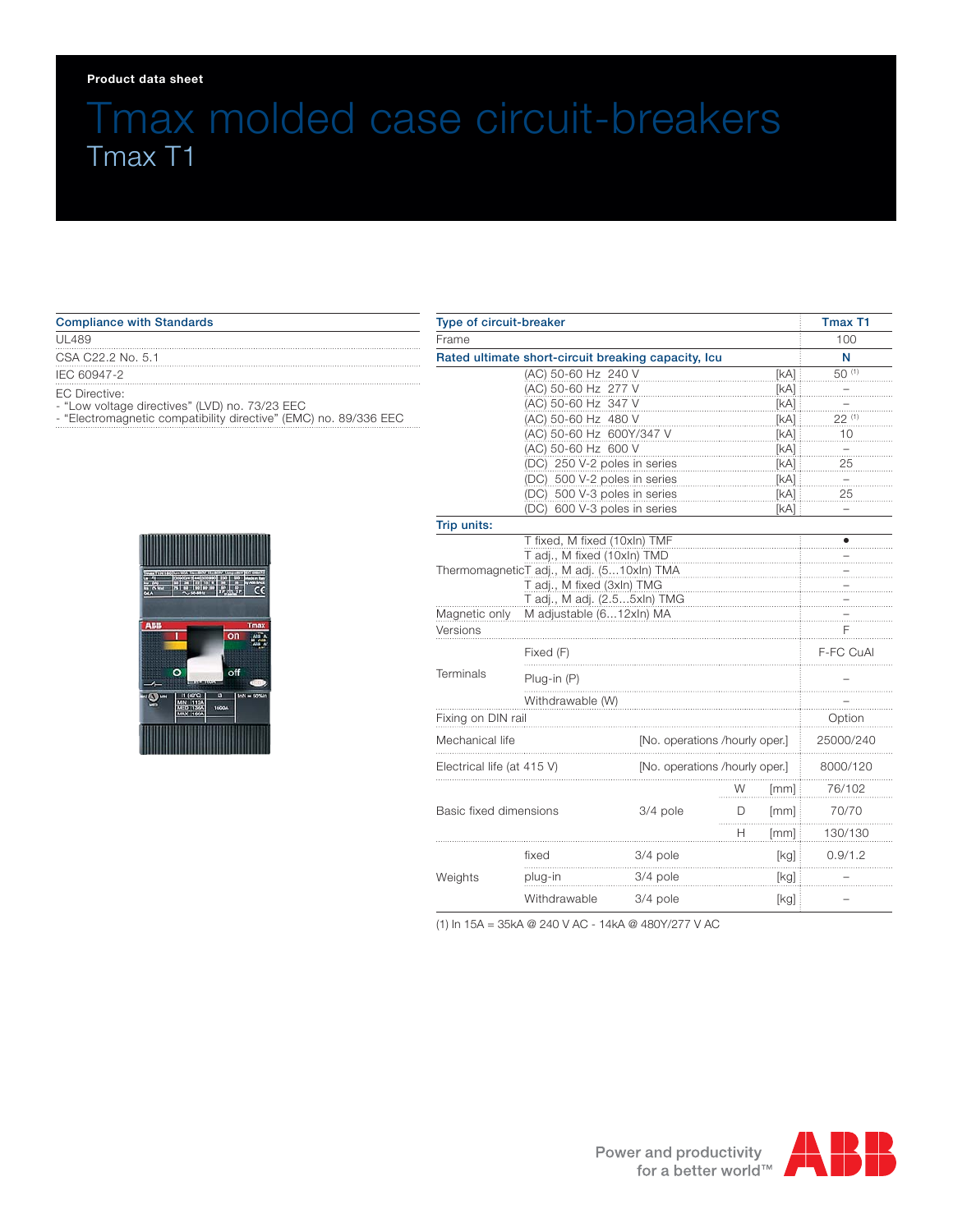Product data sheet

# Tmax molded case circuit-breakers

## Tmax T1

| Compliance with Standards |
|---|
| UL489 |
| CSA C22.2 No. 5.1 |
| IEC 60947-2 |
| EC Directive:<br>- "Low voltage directives" (LVD) no. 73/23 EEC<br>- "Electromagnetic compatibility directive" (EMC) no. 89/336 EEC |

| Type of circuit-breaker | | | | Tmax T1 |
|---|---|---|---|---|
| Frame | | | | 100 |
| **Rated ultimate short-circuit breaking capacity, Icu** | | | | **N** |
| | (AC) 50-60 Hz 240 V | | [kA] | 50 (1) |
| | (AC) 50-60 Hz 277 V | | [kA] | – |
| | (AC) 50-60 Hz 347 V | | [kA] | – |
| | (AC) 50-60 Hz 480 V | | [kA] | 22 (1) |
| | (AC) 50-60 Hz 600Y/347 V | | [kA] | 10 |
| | (AC) 50-60 Hz 600 V | | [kA] | – |
| | (DC) 250 V-2 poles in series | | [kA] | 25 |
| | (DC) 500 V-2 poles in series | | [kA] | – |
| | (DC) 500 V-3 poles in series | | [kA] | 25 |
| | (DC) 600 V-3 poles in series | | [kA] | – |
| **Trip units:** | | | | |
| Thermomagnetic | T fixed, M fixed (10xIn) TMF | | | • |
| | T adj., M fixed (10xIn) TMD | | | – |
| | T adj., M adj. (5...10xIn) TMA | | | – |
| | T adj., M fixed (3xIn) TMG | | | – |
| | T adj., M adj. (2.5...5xIn) TMG | | | – |
| Magnetic only | M adjustable (6...12xIn) MA | | | – |
| Versions | | | | F |
| Terminals | Fixed (F) | | | F-FC CuAl |
| | Plug-in (P) | | | – |
| | Withdrawable (W) | | | – |
| Fixing on DIN rail | | | | Option |
| Mechanical life | | [No. operations /hourly oper.] | | 25000/240 |
| Electrical life (at 415 V) | | [No. operations /hourly oper.] | | 8000/120 |
| Basic fixed dimensions | 3/4 pole | W | [mm] | 76/102 |
| | | D | [mm] | 70/70 |
| | | H | [mm] | 130/130 |
| Weights | fixed | 3/4 pole | [kg] | 0.9/1.2 |
| | plug-in | 3/4 pole | [kg] | – |
| | Withdrawable | 3/4 pole | [kg] | – |

(1) In 15A = 35kA @ 240 V AC - 14kA @ 480Y/277 V AC

Power and productivity for a better world™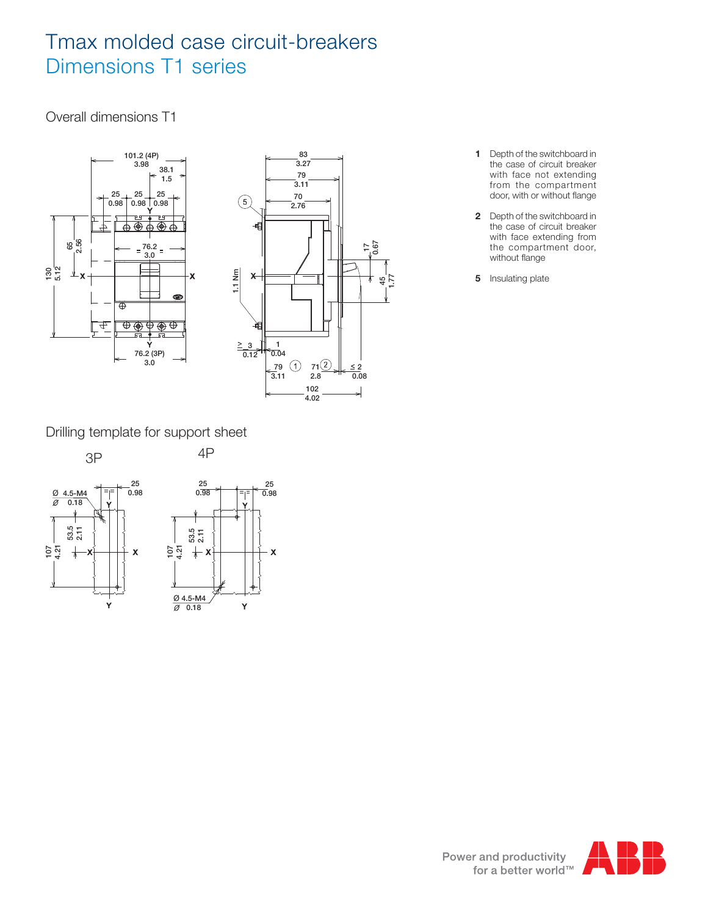# Tmax molded case circuit-breakers

## Dimensions T1 series

### Overall dimensions T1

1. Depth of the switchboard in the case of circuit breaker with face not extending from the compartment door, with or without flange
2. Depth of the switchboard in the case of circuit breaker with face extending from the compartment door, without flange

5. Insulating plate

### Drilling template for support sheet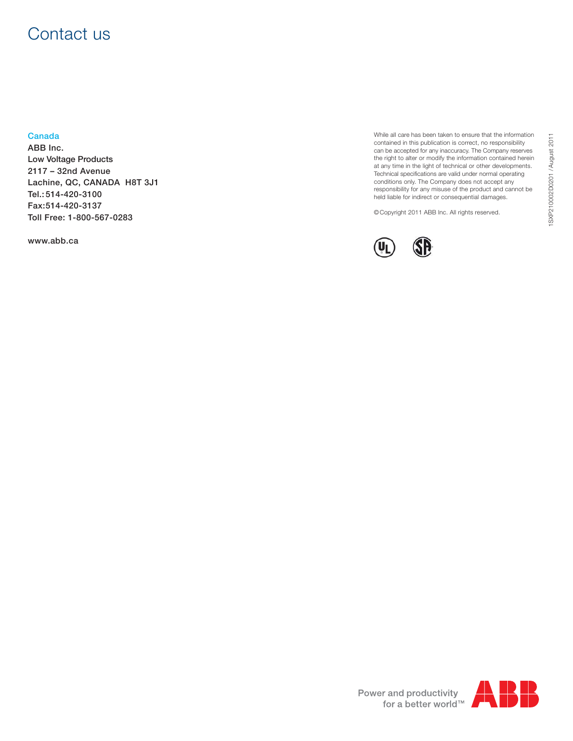# Contact us

**Canada**

ABB Inc.
Low Voltage Products
2117 – 32nd Avenue
Lachine, QC, CANADA H8T 3J1
Tel.: 514-420-3100
Fax: 514-420-3137
Toll Free: 1-800-567-0283

www.abb.ca

While all care has been taken to ensure that the information contained in this publication is correct, no responsibility can be accepted for any inaccuracy. The Company reserves the right to alter or modify the information contained herein at any time in the light of technical or other developments. Technical specifications are valid under normal operating conditions only. The Company does not accept any responsibility for any misuse of the product and cannot be held liable for indirect or consequential damages.

© Copyright 2011 ABB Inc. All rights reserved.

1SXP210002D0201 / August 2011

Power and productivity
for a better world™